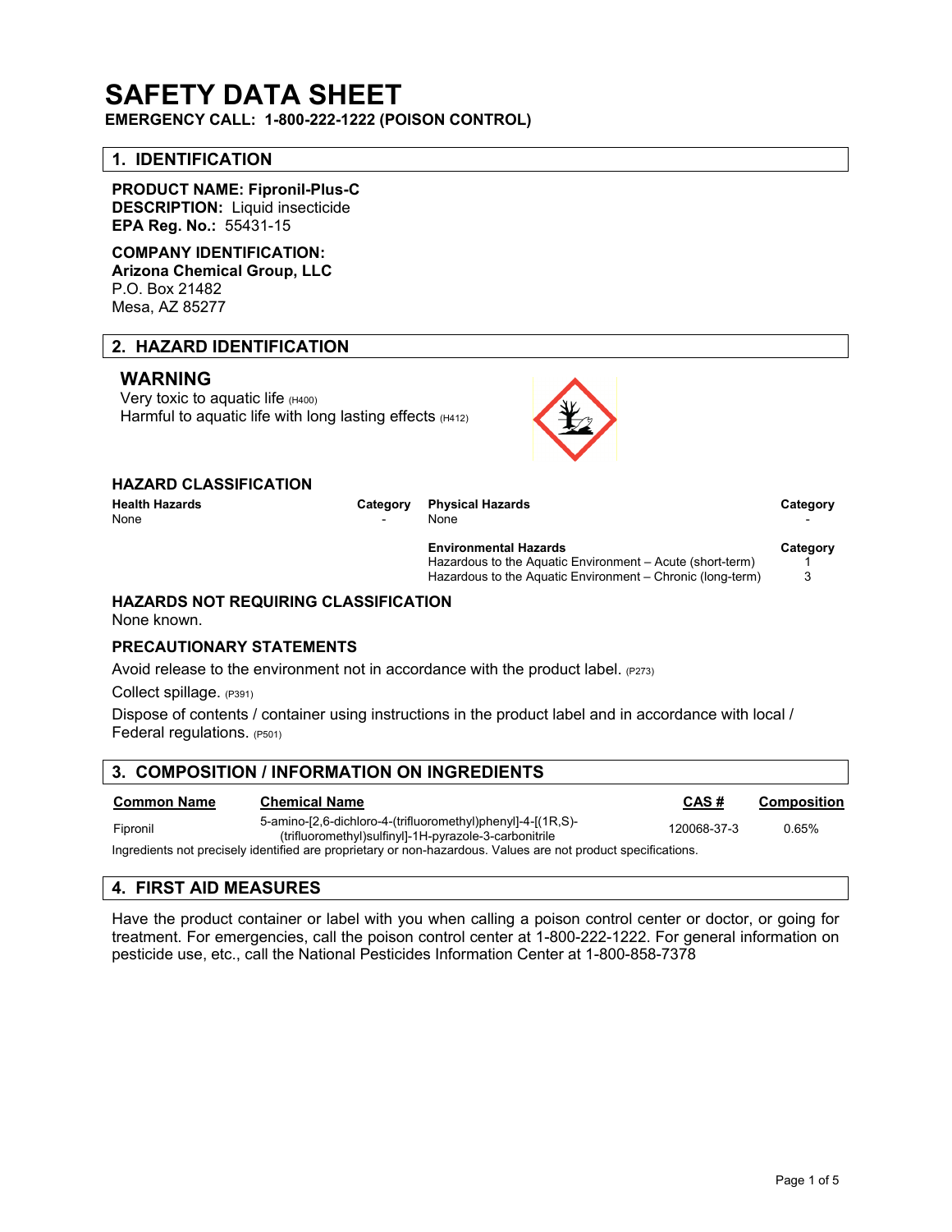# SAFETY DATA SHEET

**EMERGENCY CALL: 1-800-222-1222 (POISON CONTROL)**

## 1. IDENTIFICATION

**PRODUCT NAME: Fipronil-Plus-C**
**DESCRIPTION:** Liquid insecticide
**EPA Reg. No.:** 55431-15

**COMPANY IDENTIFICATION:**
**Arizona Chemical Group, LLC**
P.O. Box 21482
Mesa, AZ 85277

## 2. HAZARD IDENTIFICATION

### WARNING

Very toxic to aquatic life (H400)
Harmful to aquatic life with long lasting effects (H412)

### HAZARD CLASSIFICATION

| Health Hazards | Category | Physical Hazards | Category |
|---|---|---|---|
| None | - | None | - |
| | | **Environmental Hazards** | **Category** |
| | | Hazardous to the Aquatic Environment – Acute (short-term) | 1 |
| | | Hazardous to the Aquatic Environment – Chronic (long-term) | 3 |

### HAZARDS NOT REQUIRING CLASSIFICATION

None known.

### PRECAUTIONARY STATEMENTS

Avoid release to the environment not in accordance with the product label. (P273)

Collect spillage. (P391)

Dispose of contents / container using instructions in the product label and in accordance with local / Federal regulations. (P501)

## 3. COMPOSITION / INFORMATION ON INGREDIENTS

| Common Name | Chemical Name | CAS # | Composition |
|---|---|---|---|
| Fipronil | 5-amino-[2,6-dichloro-4-(trifluoromethyl)phenyl]-4-[(1R,S)-(trifluoromethyl)sulfinyl]-1H-pyrazole-3-carbonitrile | 120068-37-3 | 0.65% |

Ingredients not precisely identified are proprietary or non-hazardous. Values are not product specifications.

## 4. FIRST AID MEASURES

Have the product container or label with you when calling a poison control center or doctor, or going for treatment. For emergencies, call the poison control center at 1-800-222-1222. For general information on pesticide use, etc., call the National Pesticides Information Center at 1-800-858-7378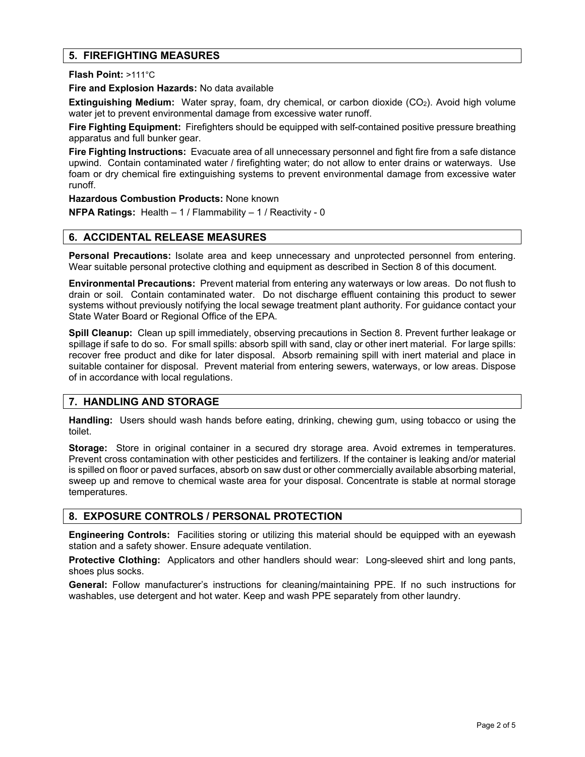## 5. FIREFIGHTING MEASURES

**Flash Point:** >111°C

**Fire and Explosion Hazards:** No data available

**Extinguishing Medium:** Water spray, foam, dry chemical, or carbon dioxide ($CO_2$). Avoid high volume water jet to prevent environmental damage from excessive water runoff.

**Fire Fighting Equipment:** Firefighters should be equipped with self-contained positive pressure breathing apparatus and full bunker gear.

**Fire Fighting Instructions:** Evacuate area of all unnecessary personnel and fight fire from a safe distance upwind. Contain contaminated water / firefighting water; do not allow to enter drains or waterways. Use foam or dry chemical fire extinguishing systems to prevent environmental damage from excessive water runoff.

**Hazardous Combustion Products:** None known

**NFPA Ratings:** Health – 1 / Flammability – 1 / Reactivity - 0

## 6. ACCIDENTAL RELEASE MEASURES

**Personal Precautions:** Isolate area and keep unnecessary and unprotected personnel from entering. Wear suitable personal protective clothing and equipment as described in Section 8 of this document.

**Environmental Precautions:** Prevent material from entering any waterways or low areas. Do not flush to drain or soil. Contain contaminated water. Do not discharge effluent containing this product to sewer systems without previously notifying the local sewage treatment plant authority. For guidance contact your State Water Board or Regional Office of the EPA.

**Spill Cleanup:** Clean up spill immediately, observing precautions in Section 8. Prevent further leakage or spillage if safe to do so. For small spills: absorb spill with sand, clay or other inert material. For large spills: recover free product and dike for later disposal. Absorb remaining spill with inert material and place in suitable container for disposal. Prevent material from entering sewers, waterways, or low areas. Dispose of in accordance with local regulations.

## 7. HANDLING AND STORAGE

**Handling:** Users should wash hands before eating, drinking, chewing gum, using tobacco or using the toilet.

**Storage:** Store in original container in a secured dry storage area. Avoid extremes in temperatures. Prevent cross contamination with other pesticides and fertilizers. If the container is leaking and/or material is spilled on floor or paved surfaces, absorb on saw dust or other commercially available absorbing material, sweep up and remove to chemical waste area for your disposal. Concentrate is stable at normal storage temperatures.

## 8. EXPOSURE CONTROLS / PERSONAL PROTECTION

**Engineering Controls:** Facilities storing or utilizing this material should be equipped with an eyewash station and a safety shower. Ensure adequate ventilation.

**Protective Clothing:** Applicators and other handlers should wear: Long-sleeved shirt and long pants, shoes plus socks.

**General:** Follow manufacturer's instructions for cleaning/maintaining PPE. If no such instructions for washables, use detergent and hot water. Keep and wash PPE separately from other laundry.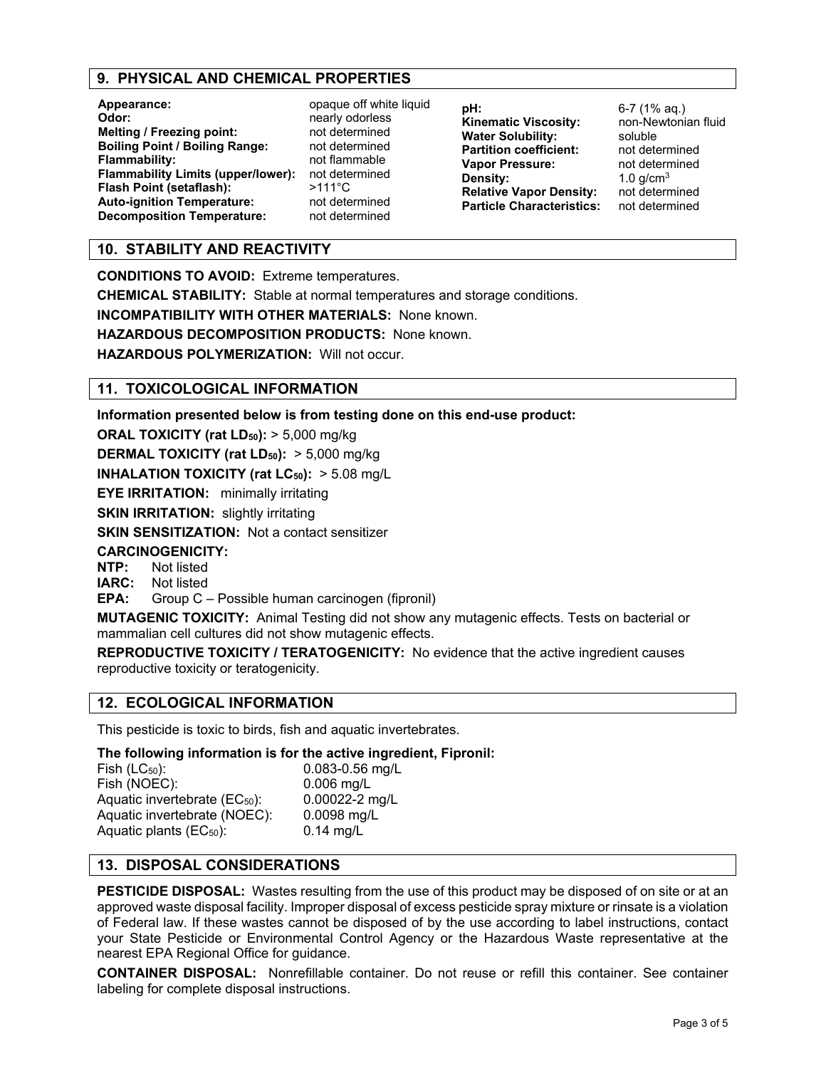## 9. PHYSICAL AND CHEMICAL PROPERTIES

| | |
|---|---|
| **Appearance:** | opaque off white liquid |
| **Odor:** | nearly odorless |
| **Melting / Freezing point:** | not determined |
| **Boiling Point / Boiling Range:** | not determined |
| **Flammability:** | not flammable |
| **Flammability Limits (upper/lower):** | not determined |
| **Flash Point (setaflash):** | >111°C |
| **Auto-ignition Temperature:** | not determined |
| **Decomposition Temperature:** | not determined |
| **pH:** | 6-7 (1% aq.) |
| **Kinematic Viscosity:** | non-Newtonian fluid |
| **Water Solubility:** | soluble |
| **Partition coefficient:** | not determined |
| **Vapor Pressure:** | not determined |
| **Density:** | 1.0 g/cm$^3$ |
| **Relative Vapor Density:** | not determined |
| **Particle Characteristics:** | not determined |

## 10. STABILITY AND REACTIVITY

**CONDITIONS TO AVOID:** Extreme temperatures.

**CHEMICAL STABILITY:** Stable at normal temperatures and storage conditions.

**INCOMPATIBILITY WITH OTHER MATERIALS:** None known.

**HAZARDOUS DECOMPOSITION PRODUCTS:** None known.

**HAZARDOUS POLYMERIZATION:** Will not occur.

## 11. TOXICOLOGICAL INFORMATION

**Information presented below is from testing done on this end-use product:**

**ORAL TOXICITY (rat $LD_{50}$):** > 5,000 mg/kg

**DERMAL TOXICITY (rat $LD_{50}$):** > 5,000 mg/kg

**INHALATION TOXICITY (rat $LC_{50}$):** > 5.08 mg/L

**EYE IRRITATION:** minimally irritating

**SKIN IRRITATION:** slightly irritating

**SKIN SENSITIZATION:** Not a contact sensitizer

**CARCINOGENICITY:**

**NTP:** Not listed
**IARC:** Not listed
**EPA:** Group C – Possible human carcinogen (fipronil)

**MUTAGENIC TOXICITY:** Animal Testing did not show any mutagenic effects. Tests on bacterial or mammalian cell cultures did not show mutagenic effects.

**REPRODUCTIVE TOXICITY / TERATOGENICITY:** No evidence that the active ingredient causes reproductive toxicity or teratogenicity.

## 12. ECOLOGICAL INFORMATION

This pesticide is toxic to birds, fish and aquatic invertebrates.

**The following information is for the active ingredient, Fipronil:**

| | |
|---|---|
| Fish ($LC_{50}$): | 0.083-0.56 mg/L |
| Fish (NOEC): | 0.006 mg/L |
| Aquatic invertebrate ($EC_{50}$): | 0.00022-2 mg/L |
| Aquatic invertebrate (NOEC): | 0.0098 mg/L |
| Aquatic plants ($EC_{50}$): | 0.14 mg/L |

## 13. DISPOSAL CONSIDERATIONS

**PESTICIDE DISPOSAL:** Wastes resulting from the use of this product may be disposed of on site or at an approved waste disposal facility. Improper disposal of excess pesticide spray mixture or rinsate is a violation of Federal law. If these wastes cannot be disposed of by the use according to label instructions, contact your State Pesticide or Environmental Control Agency or the Hazardous Waste representative at the nearest EPA Regional Office for guidance.

**CONTAINER DISPOSAL:** Nonrefillable container. Do not reuse or refill this container. See container labeling for complete disposal instructions.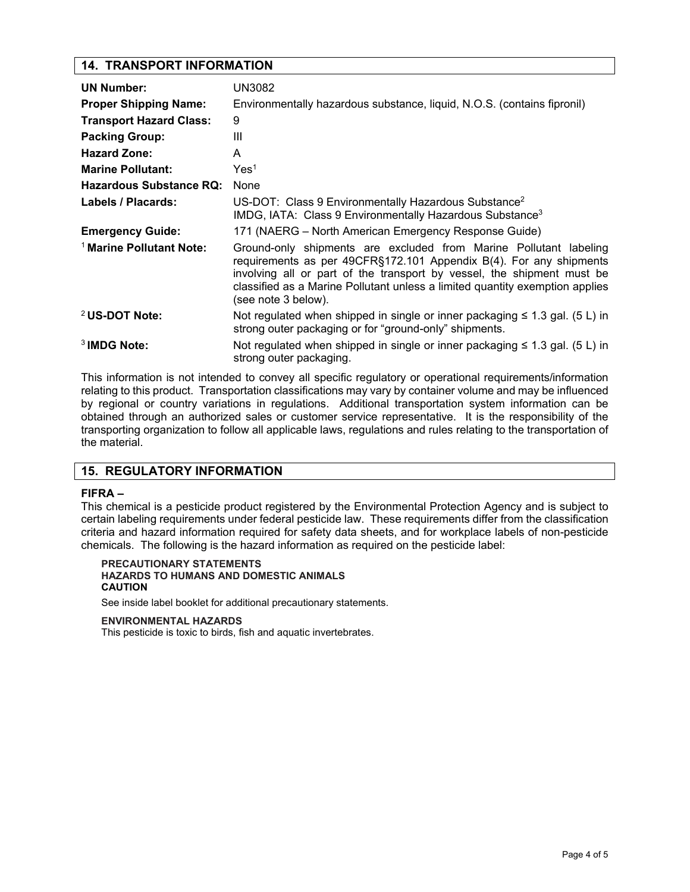## 14. TRANSPORT INFORMATION

| | |
|---|---|
| **UN Number:** | UN3082 |
| **Proper Shipping Name:** | Environmentally hazardous substance, liquid, N.O.S. (contains fipronil) |
| **Transport Hazard Class:** | 9 |
| **Packing Group:** | III |
| **Hazard Zone:** | A |
| **Marine Pollutant:** | Yes[1] |
| **Hazardous Substance RQ:** | None |
| **Labels / Placards:** | US-DOT: Class 9 Environmentally Hazardous Substance[2]<br>IMDG, IATA: Class 9 Environmentally Hazardous Substance[3] |
| **Emergency Guide:** | 171 (NAERG – North American Emergency Response Guide) |
| [1] **Marine Pollutant Note:** | Ground-only shipments are excluded from Marine Pollutant labeling requirements as per 49CFR§172.101 Appendix B(4). For any shipments involving all or part of the transport by vessel, the shipment must be classified as a Marine Pollutant unless a limited quantity exemption applies (see note 3 below). |
| [2] **US-DOT Note:** | Not regulated when shipped in single or inner packaging ≤ 1.3 gal. (5 L) in strong outer packaging or for "ground-only" shipments. |
| [3] **IMDG Note:** | Not regulated when shipped in single or inner packaging ≤ 1.3 gal. (5 L) in strong outer packaging. |

This information is not intended to convey all specific regulatory or operational requirements/information relating to this product. Transportation classifications may vary by container volume and may be influenced by regional or country variations in regulations. Additional transportation system information can be obtained through an authorized sales or customer service representative. It is the responsibility of the transporting organization to follow all applicable laws, regulations and rules relating to the transportation of the material.

## 15. REGULATORY INFORMATION

**FIFRA –**

This chemical is a pesticide product registered by the Environmental Protection Agency and is subject to certain labeling requirements under federal pesticide law. These requirements differ from the classification criteria and hazard information required for safety data sheets, and for workplace labels of non-pesticide chemicals. The following is the hazard information as required on the pesticide label:

**PRECAUTIONARY STATEMENTS**
**HAZARDS TO HUMANS AND DOMESTIC ANIMALS**
**CAUTION**

See inside label booklet for additional precautionary statements.

**ENVIRONMENTAL HAZARDS**

This pesticide is toxic to birds, fish and aquatic invertebrates.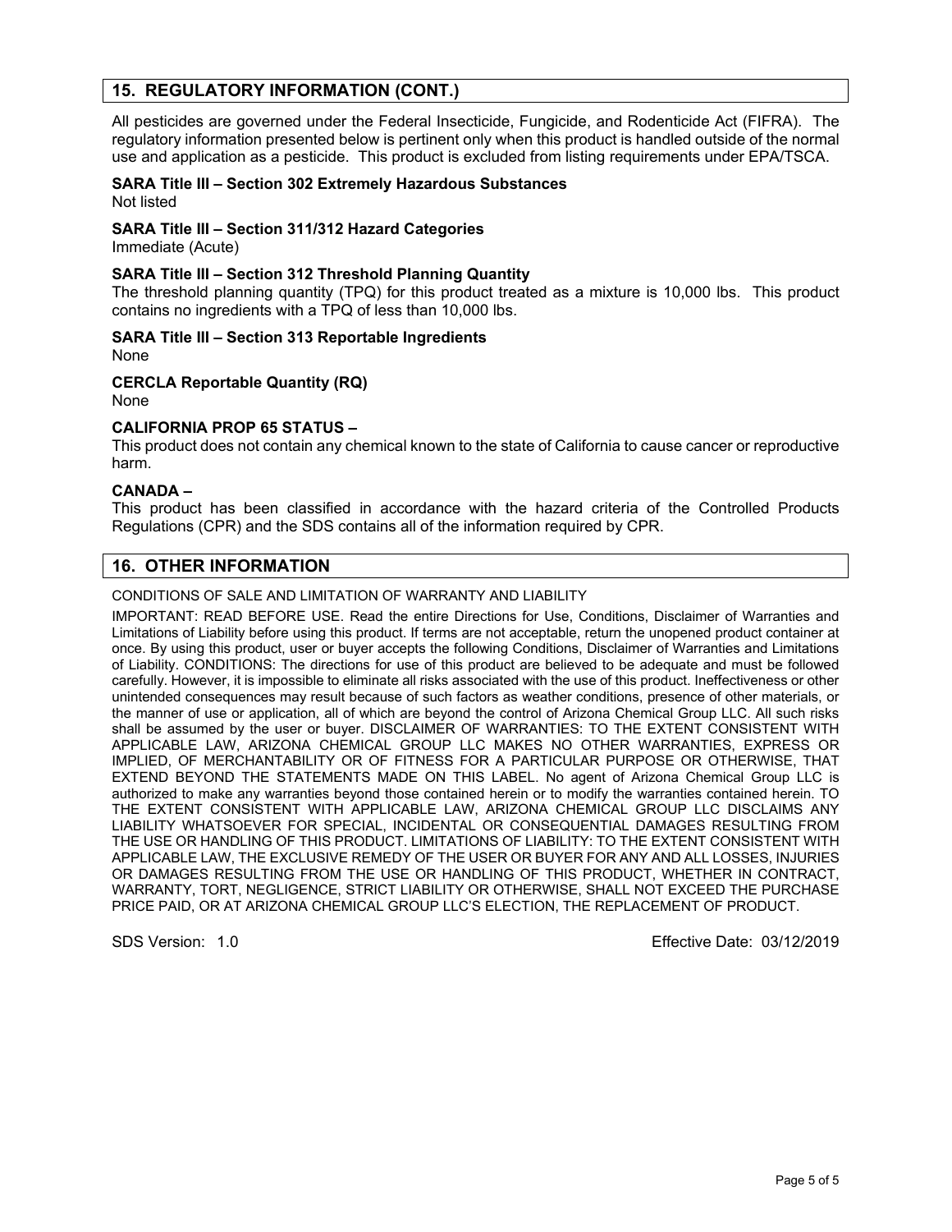## 15. REGULATORY INFORMATION (CONT.)

All pesticides are governed under the Federal Insecticide, Fungicide, and Rodenticide Act (FIFRA). The regulatory information presented below is pertinent only when this product is handled outside of the normal use and application as a pesticide. This product is excluded from listing requirements under EPA/TSCA.

**SARA Title III – Section 302 Extremely Hazardous Substances**
Not listed

**SARA Title III – Section 311/312 Hazard Categories**
Immediate (Acute)

**SARA Title III – Section 312 Threshold Planning Quantity**
The threshold planning quantity (TPQ) for this product treated as a mixture is 10,000 lbs. This product contains no ingredients with a TPQ of less than 10,000 lbs.

**SARA Title III – Section 313 Reportable Ingredients**
None

**CERCLA Reportable Quantity (RQ)**
None

**CALIFORNIA PROP 65 STATUS –**
This product does not contain any chemical known to the state of California to cause cancer or reproductive harm.

**CANADA –**
This product has been classified in accordance with the hazard criteria of the Controlled Products Regulations (CPR) and the SDS contains all of the information required by CPR.

## 16. OTHER INFORMATION

CONDITIONS OF SALE AND LIMITATION OF WARRANTY AND LIABILITY

IMPORTANT: READ BEFORE USE. Read the entire Directions for Use, Conditions, Disclaimer of Warranties and Limitations of Liability before using this product. If terms are not acceptable, return the unopened product container at once. By using this product, user or buyer accepts the following Conditions, Disclaimer of Warranties and Limitations of Liability. CONDITIONS: The directions for use of this product are believed to be adequate and must be followed carefully. However, it is impossible to eliminate all risks associated with the use of this product. Ineffectiveness or other unintended consequences may result because of such factors as weather conditions, presence of other materials, or the manner of use or application, all of which are beyond the control of Arizona Chemical Group LLC. All such risks shall be assumed by the user or buyer. DISCLAIMER OF WARRANTIES: TO THE EXTENT CONSISTENT WITH APPLICABLE LAW, ARIZONA CHEMICAL GROUP LLC MAKES NO OTHER WARRANTIES, EXPRESS OR IMPLIED, OF MERCHANTABILITY OR OF FITNESS FOR A PARTICULAR PURPOSE OR OTHERWISE, THAT EXTEND BEYOND THE STATEMENTS MADE ON THIS LABEL. No agent of Arizona Chemical Group LLC is authorized to make any warranties beyond those contained herein or to modify the warranties contained herein. TO THE EXTENT CONSISTENT WITH APPLICABLE LAW, ARIZONA CHEMICAL GROUP LLC DISCLAIMS ANY LIABILITY WHATSOEVER FOR SPECIAL, INCIDENTAL OR CONSEQUENTIAL DAMAGES RESULTING FROM THE USE OR HANDLING OF THIS PRODUCT. LIMITATIONS OF LIABILITY: TO THE EXTENT CONSISTENT WITH APPLICABLE LAW, THE EXCLUSIVE REMEDY OF THE USER OR BUYER FOR ANY AND ALL LOSSES, INJURIES OR DAMAGES RESULTING FROM THE USE OR HANDLING OF THIS PRODUCT, WHETHER IN CONTRACT, WARRANTY, TORT, NEGLIGENCE, STRICT LIABILITY OR OTHERWISE, SHALL NOT EXCEED THE PURCHASE PRICE PAID, OR AT ARIZONA CHEMICAL GROUP LLC'S ELECTION, THE REPLACEMENT OF PRODUCT.

SDS Version: 1.0 Effective Date: 03/12/2019